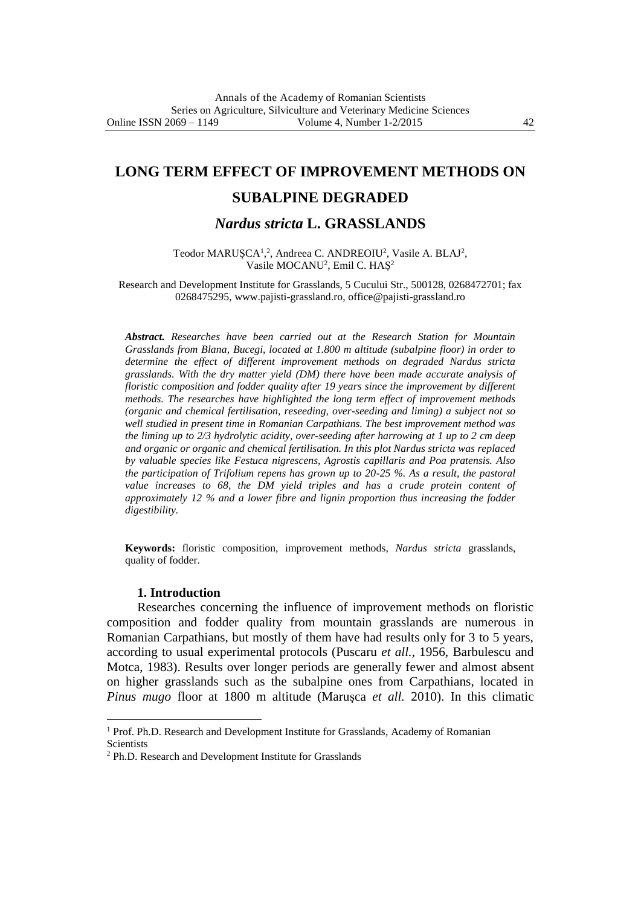# LONG TERM EFFECT OF IMPROVEMENT METHODS ON SUBALPINE DEGRADED *Nardus stricta* L. GRASSLANDS

Teodor MARUŞCA[1,2], Andreea C. ANDREOIU[2], Vasile A. BLAJ[2], Vasile MOCANU[2], Emil C. HAŞ[2]

Research and Development Institute for Grasslands, 5 Cucului Str., 500128, 0268472701; fax 0268475295, www.pajisti-grassland.ro, office@pajisti-grassland.ro

***Abstract.*** *Researches have been carried out at the Research Station for Mountain Grasslands from Blana, Bucegi, located at 1.800 m altitude (subalpine floor) in order to determine the effect of different improvement methods on degraded Nardus stricta grasslands. With the dry matter yield (DM) there have been made accurate analysis of floristic composition and fodder quality after 19 years since the improvement by different methods. The researches have highlighted the long term effect of improvement methods (organic and chemical fertilisation, reseeding, over-seeding and liming) a subject not so well studied in present time in Romanian Carpathians. The best improvement method was the liming up to 2/3 hydrolytic acidity, over-seeding after harrowing at 1 up to 2 cm deep and organic or organic and chemical fertilisation. In this plot Nardus stricta was replaced by valuable species like Festuca nigrescens, Agrostis capillaris and Poa pratensis. Also the participation of Trifolium repens has grown up to 20-25 %. As a result, the pastoral value increases to 68, the DM yield triples and has a crude protein content of approximately 12 % and a lower fibre and lignin proportion thus increasing the fodder digestibility.*

**Keywords:** floristic composition, improvement methods, *Nardus stricta* grasslands, quality of fodder.

## 1. Introduction

Researches concerning the influence of improvement methods on floristic composition and fodder quality from mountain grasslands are numerous in Romanian Carpathians, but mostly of them have had results only for 3 to 5 years, according to usual experimental protocols (Puscaru *et all.*, 1956, Barbulescu and Motca, 1983). Results over longer periods are generally fewer and almost absent on higher grasslands such as the subalpine ones from Carpathians, located in *Pinus mugo* floor at 1800 m altitude (Maruşca *et all.* 2010). In this climatic

[1] Prof. Ph.D. Research and Development Institute for Grasslands, Academy of Romanian Scientists

[2] Ph.D. Research and Development Institute for Grasslands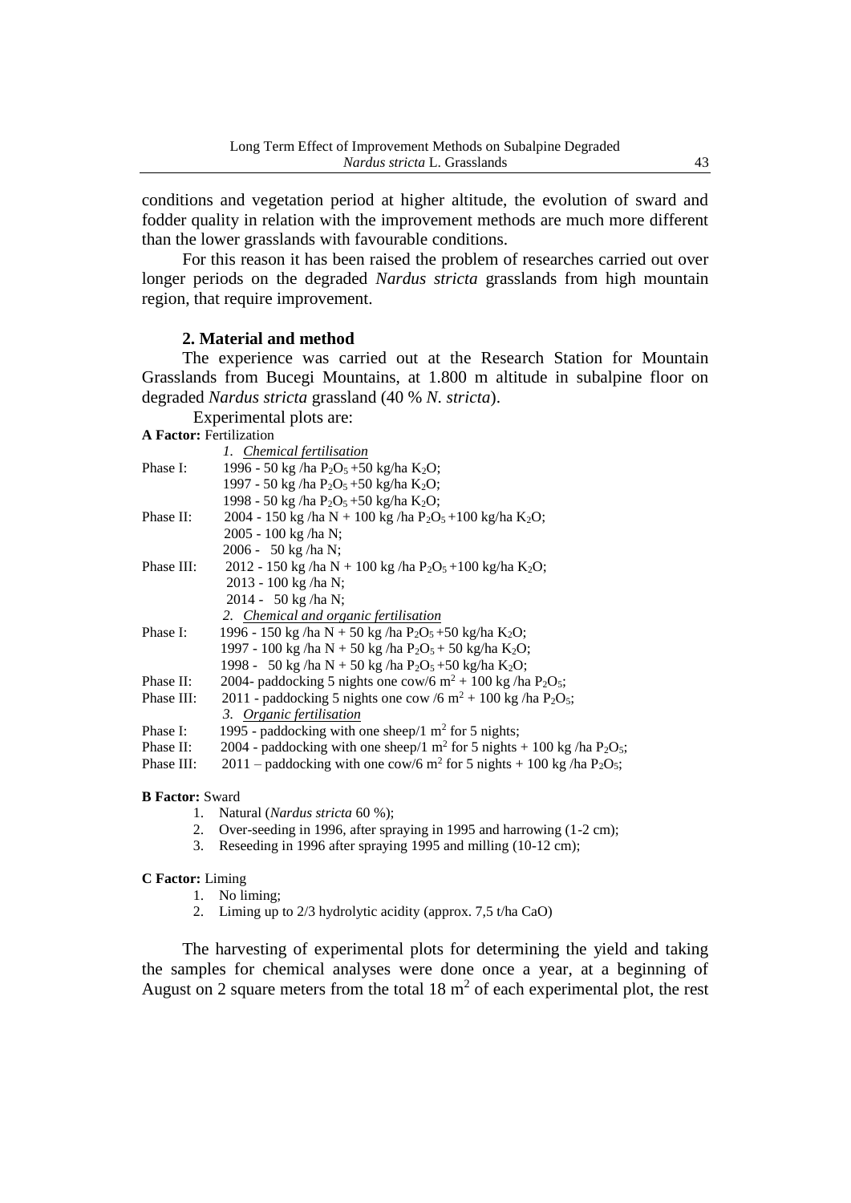conditions and vegetation period at higher altitude, the evolution of sward and fodder quality in relation with the improvement methods are much more different than the lower grasslands with favourable conditions.

For this reason it has been raised the problem of researches carried out over longer periods on the degraded *Nardus stricta* grasslands from high mountain region, that require improvement.

### 2. Material and method

The experience was carried out at the Research Station for Mountain Grasslands from Bucegi Mountains, at 1.800 m altitude in subalpine floor on degraded *Nardus stricta* grassland (40 % *N. stricta*).

Experimental plots are:

**A Factor:** Fertilization

*1. Chemical fertilisation*

Phase I: 1996 - 50 kg /ha $P_2O_5$ +50 kg/ha $K_2O$;
1997 - 50 kg /ha $P_2O_5$ +50 kg/ha $K_2O$;
1998 - 50 kg /ha $P_2O_5$ +50 kg/ha $K_2O$;

Phase II: 2004 - 150 kg /ha N + 100 kg /ha $P_2O_5$ +100 kg/ha $K_2O$;
2005 - 100 kg /ha N;
2006 - 50 kg /ha N;

Phase III: 2012 - 150 kg /ha N + 100 kg /ha $P_2O_5$ +100 kg/ha $K_2O$;
2013 - 100 kg /ha N;
2014 - 50 kg /ha N;

*2. Chemical and organic fertilisation*

Phase I: 1996 - 150 kg /ha N + 50 kg /ha $P_2O_5$ +50 kg/ha $K_2O$;
1997 - 100 kg /ha N + 50 kg /ha $P_2O_5$ + 50 kg/ha $K_2O$;
1998 - 50 kg /ha N + 50 kg /ha $P_2O_5$ +50 kg/ha $K_2O$;

Phase II: 2004- paddocking 5 nights one cow/6 $m^2$ + 100 kg /ha $P_2O_5$;

Phase III: 2011 - paddocking 5 nights one cow /6 $m^2$ + 100 kg /ha $P_2O_5$;

*3. Organic fertilisation*

Phase I: 1995 - paddocking with one sheep/1 $m^2$ for 5 nights;

Phase II: 2004 - paddocking with one sheep/1 $m^2$ for 5 nights + 100 kg /ha $P_2O_5$;

Phase III: 2011 – paddocking with one cow/6 $m^2$ for 5 nights + 100 kg /ha $P_2O_5$;

**B Factor:** Sward

1. Natural (*Nardus stricta* 60 %);
2. Over-seeding in 1996, after spraying in 1995 and harrowing (1-2 cm);
3. Reseeding in 1996 after spraying 1995 and milling (10-12 cm);

**C Factor:** Liming

1. No liming;
2. Liming up to 2/3 hydrolytic acidity (approx. 7,5 t/ha CaO)

The harvesting of experimental plots for determining the yield and taking the samples for chemical analyses were done once a year, at a beginning of August on 2 square meters from the total 18 $m^2$ of each experimental plot, the rest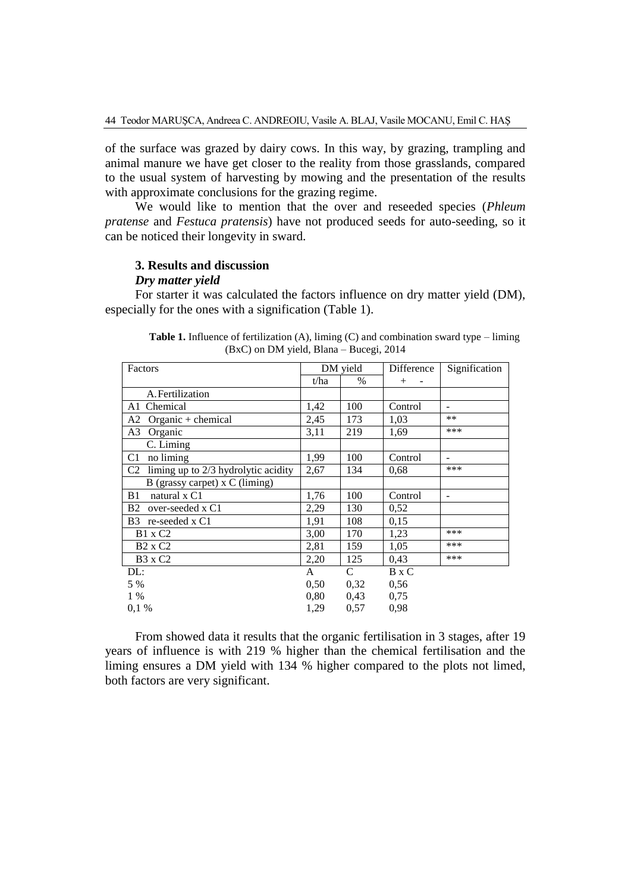of the surface was grazed by dairy cows. In this way, by grazing, trampling and animal manure we have get closer to the reality from those grasslands, compared to the usual system of harvesting by mowing and the presentation of the results with approximate conclusions for the grazing regime.

We would like to mention that the over and reseeded species (*Phleum pratense* and *Festuca pratensis*) have not produced seeds for auto-seeding, so it can be noticed their longevity in sward.

### 3. Results and discussion

#### *Dry matter yield*

For starter it was calculated the factors influence on dry matter yield (DM), especially for the ones with a signification (Table 1).

**Table 1.** Influence of fertilization (A), liming (C) and combination sward type – liming (BxC) on DM yield, Blana – Bucegi, 2014

| Factors | DM yield | | Difference | Signification |
|---|---|---|---|---|
| | t/ha | % | + - | |
| A. Fertilization | | | | |
| A1 Chemical | 1,42 | 100 | Control | - |
| A2 Organic + chemical | 2,45 | 173 | 1,03 | ** |
| A3 Organic | 3,11 | 219 | 1,69 | *** |
| C. Liming | | | | |
| C1 no liming | 1,99 | 100 | Control | - |
| C2 liming up to 2/3 hydrolytic acidity | 2,67 | 134 | 0,68 | *** |
| B (grassy carpet) x C (liming) | | | | |
| B1 natural x C1 | 1,76 | 100 | Control | - |
| B2 over-seeded x C1 | 2,29 | 130 | 0,52 | |
| B3 re-seeded x C1 | 1,91 | 108 | 0,15 | |
| B1 x C2 | 3,00 | 170 | 1,23 | *** |
| B2 x C2 | 2,81 | 159 | 1,05 | *** |
| B3 x C2 | 2,20 | 125 | 0,43 | *** |
| DL: | A | C | B x C | |
| 5 % | 0,50 | 0,32 | 0,56 | |
| 1 % | 0,80 | 0,43 | 0,75 | |
| 0,1 % | 1,29 | 0,57 | 0,98 | |

From showed data it results that the organic fertilisation in 3 stages, after 19 years of influence is with 219 % higher than the chemical fertilisation and the liming ensures a DM yield with 134 % higher compared to the plots not limed, both factors are very significant.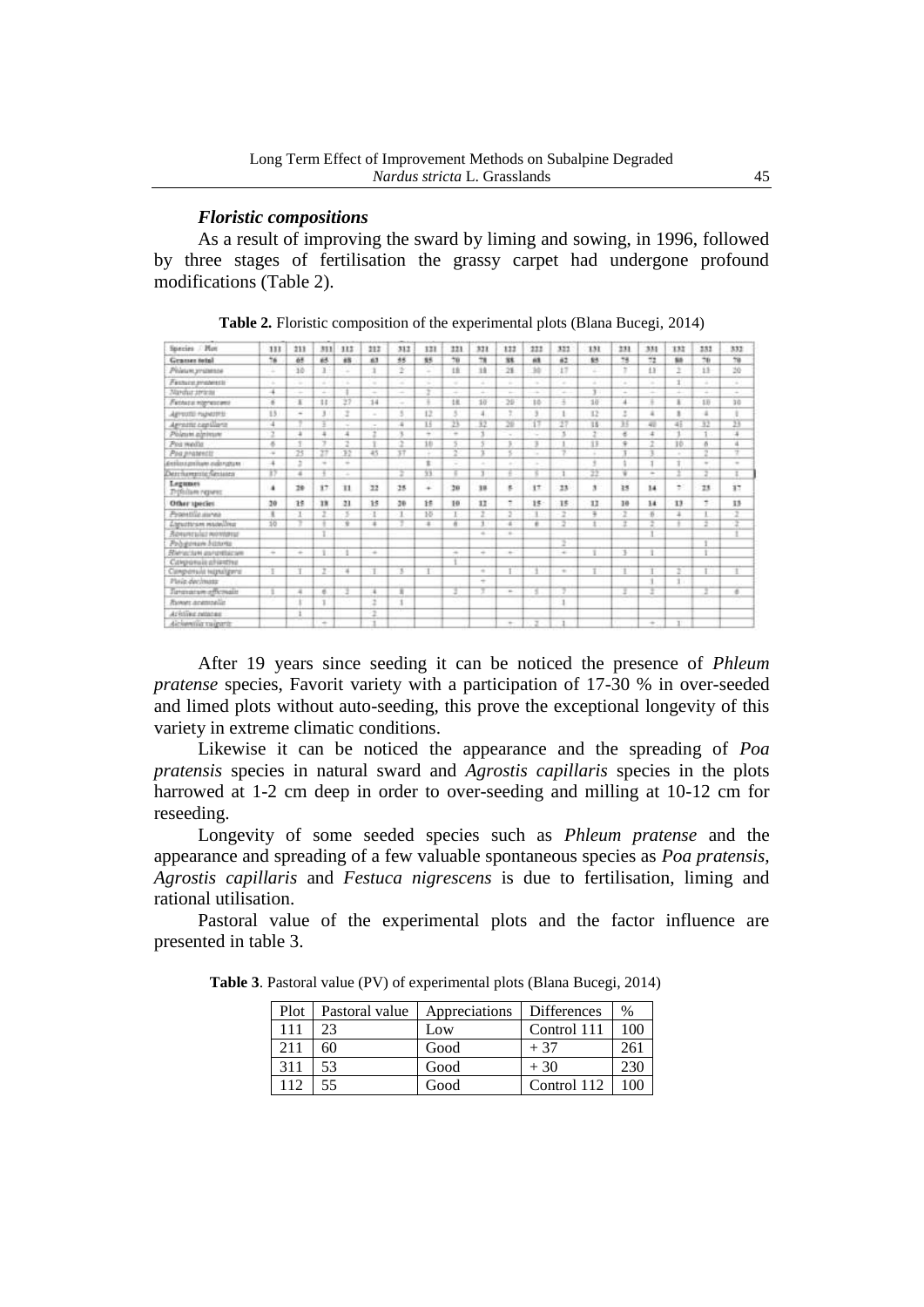### *Floristic compositions*

As a result of improving the sward by liming and sowing, in 1996, followed by three stages of fertilisation the grassy carpet had undergone profound modifications (Table 2).

**Table 2.** Floristic composition of the experimental plots (Blana Bucegi, 2014)

| Species / Plot | 111 | 211 | 311 | 112 | 212 | 312 | 121 | 221 | 321 | 122 | 222 | 322 | 131 | 231 | 331 | 132 | 232 | 332 |
|---|---|---|---|---|---|---|---|---|---|---|---|---|---|---|---|---|---|---|
| **Grasses total** | 76 | 65 | 65 | 68 | 63 | 55 | 85 | 70 | 78 | 88 | 68 | 62 | 85 | 75 | 72 | 80 | 70 | 70 |
| *Phleum pratense* | - | 10 | 3 | - | 1 | 2 | - | 18 | 18 | 28 | 30 | 17 | - | 7 | 13 | 2 | 13 | 20 |
| *Festuca pratensis* | - | - | - | - | - | - | - | - | - | - | - | - | - | - | - | 1 | - | - |
| *Nardus stricta* | 4 | - | - | 1 | - | - | 2 | - | - | - | - | - | 3 | - | - | - | - | - |
| *Festuca nigrescens* | 6 | 8 | 11 | 27 | 14 | - | 5 | 18 | 10 | 20 | 10 | 5 | 10 | 4 | 5 | 8 | 18 | 10 |
| *Agrostis rupestris* | 13 | - | 3 | 2 | - | 5 | 12 | 5 | 4 | 7 | 3 | 1 | 12 | 2 | 4 | 8 | 4 | 1 |
| *Agrostis capillaris* | 4 | 7 | 5 | - | - | 4 | 15 | 23 | 32 | 20 | 17 | 27 | 18 | 33 | 40 | 45 | 32 | 23 |
| *Phleum alpinum* | 2 | 4 | 4 | 4 | 2 | 5 | + | + | 3 | - | - | 5 | 2 | 6 | 4 | 3 | 1 | 4 |
| *Poa media* | 6 | 5 | 7 | 2 | 1 | 2 | 10 | 5 | 5 | 3 | 3 | 1 | 13 | 9 | 2 | 10 | 8 | 4 |
| *Poa pratensis* | + | 25 | 27 | 32 | 45 | 37 | - | 2 | 3 | 5 | - | 7 | - | 3 | 3 | - | 2 | 7 |
| *Anthoxanthum odoratum* | 4 | 2 | + | + | | | 8 | - | - | - | - | - | 5 | 1 | 1 | 1 | + | + |
| *Deschampsia flexuosa* | 37 | 4 | 5 | - | | 2 | 33 | 5 | 3 | 5 | 5 | 1 | 22 | 9 | - | 2 | 2 | 1 |
| **Legumes** *Trifolium repens* | 4 | 20 | 17 | 11 | 22 | 25 | + | 20 | 10 | 5 | 17 | 23 | 3 | 15 | 14 | 7 | 23 | 17 |
| **Other species** | 20 | 15 | 18 | 21 | 15 | 20 | 15 | 10 | 12 | 7 | 15 | 15 | 12 | 10 | 14 | 13 | 7 | 13 |
| *Potentilla aurea* | 8 | 1 | 2 | 5 | 1 | 1 | 10 | 1 | 2 | 2 | 1 | 2 | 9 | 2 | 6 | 4 | 1 | 2 |
| *Ligusticum mutellina* | 10 | 7 | 5 | 9 | 4 | 7 | 4 | 6 | 3 | 4 | 6 | 2 | 1 | 2 | 2 | 5 | 2 | 2 |
| *Ranunculus montanus* | | | 1 | | | | | | + | + | | | | | 1 | | | 1 |
| *Polygonum bistorta* | | | | | | | | | | | | 2 | | | | | 1 | |
| *Hieracium aurantiacum* | + | + | 1 | 1 | + | | | + | + | + | | + | 1 | 1 | 1 | | 1 | |
| *Campanula abietina* | | | | | | | | 1 | | | | | | | | | | |
| *Campanula napuligera* | 1 | 1 | 2 | 4 | 1 | 5 | 1 | | + | 1 | 1 | + | 1 | 1 | 1 | 2 | 1 | 1 |
| *Viola declinata* | | | | | | | | | + | | | | | | 1 | 1 | | |
| *Taraxacum officinale* | 1 | 4 | 6 | 3 | 4 | 8 | | 3 | 7 | + | 5 | 7 | | 3 | 3 | | 3 | 6 |
| *Rumex acetosella* | | 1 | 1 | | 2 | 1 | | | | | | 1 | | | | | | |
| *Achillea setacea* | | 1 | | | | | | | | | | | | | | | | |
| *Alchemilla vulgaris* | | | + | | 1 | | | | | + | 2 | 1 | | | + | 1 | | |

After 19 years since seeding it can be noticed the presence of *Phleum pratense* species, Favorit variety with a participation of 17-30 % in over-seeded and limed plots without auto-seeding, this prove the exceptional longevity of this variety in extreme climatic conditions.

Likewise it can be noticed the appearance and the spreading of *Poa pratensis* species in natural sward and *Agrostis capillaris* species in the plots harrowed at 1-2 cm deep in order to over-seeding and milling at 10-12 cm for reseeding.

Longevity of some seeded species such as *Phleum pratense* and the appearance and spreading of a few valuable spontaneous species as *Poa pratensis, Agrostis capillaris* and *Festuca nigrescens* is due to fertilisation, liming and rational utilisation.

Pastoral value of the experimental plots and the factor influence are presented in table 3.

**Table 3**. Pastoral value (PV) of experimental plots (Blana Bucegi, 2014)

| Plot | Pastoral value | Appreciations | Differences | % |
|---|---|---|---|---|
| 111 | 23 | Low | Control 111 | 100 |
| 211 | 60 | Good | + 37 | 261 |
| 311 | 53 | Good | + 30 | 230 |
| 112 | 55 | Good | Control 112 | 100 |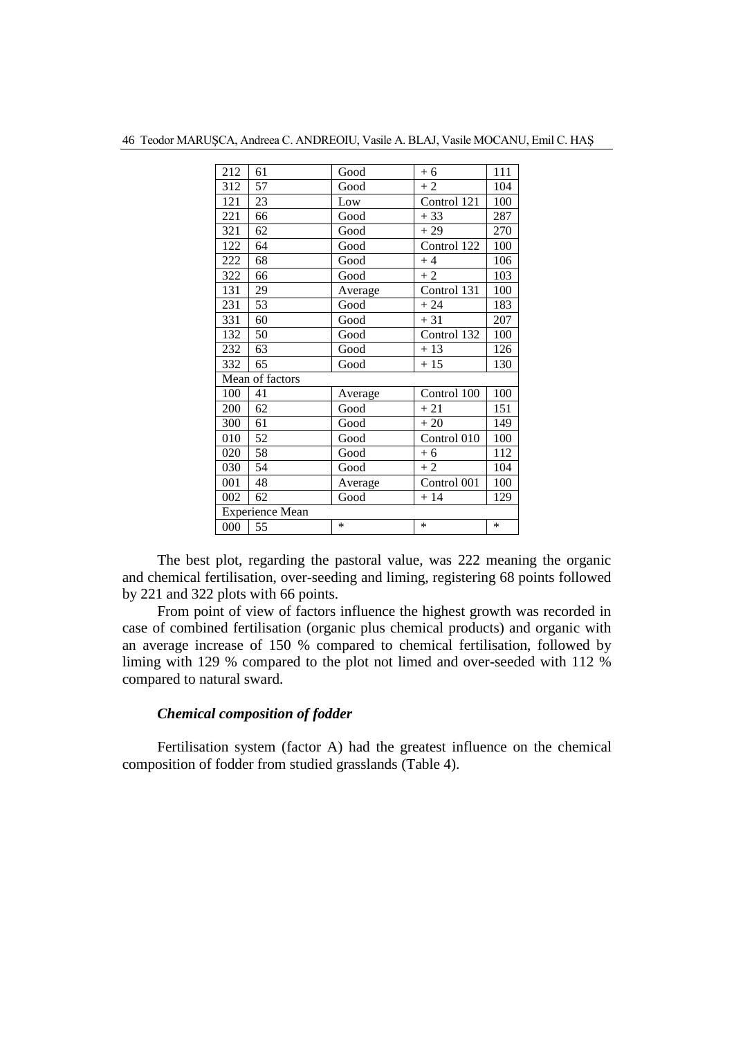| | | | | |
|---|---|---|---|---|
| 212 | 61 | Good | + 6 | 111 |
| 312 | 57 | Good | + 2 | 104 |
| 121 | 23 | Low | Control 121 | 100 |
| 221 | 66 | Good | + 33 | 287 |
| 321 | 62 | Good | + 29 | 270 |
| 122 | 64 | Good | Control 122 | 100 |
| 222 | 68 | Good | + 4 | 106 |
| 322 | 66 | Good | + 2 | 103 |
| 131 | 29 | Average | Control 131 | 100 |
| 231 | 53 | Good | + 24 | 183 |
| 331 | 60 | Good | + 31 | 207 |
| 132 | 50 | Good | Control 132 | 100 |
| 232 | 63 | Good | + 13 | 126 |
| 332 | 65 | Good | + 15 | 130 |
| Mean of factors | | | | |
| 100 | 41 | Average | Control 100 | 100 |
| 200 | 62 | Good | + 21 | 151 |
| 300 | 61 | Good | + 20 | 149 |
| 010 | 52 | Good | Control 010 | 100 |
| 020 | 58 | Good | + 6 | 112 |
| 030 | 54 | Good | + 2 | 104 |
| 001 | 48 | Average | Control 001 | 100 |
| 002 | 62 | Good | + 14 | 129 |
| Experience Mean | | | | |
| 000 | 55 | * | * | * |

The best plot, regarding the pastoral value, was 222 meaning the organic and chemical fertilisation, over-seeding and liming, registering 68 points followed by 221 and 322 plots with 66 points.

From point of view of factors influence the highest growth was recorded in case of combined fertilisation (organic plus chemical products) and organic with an average increase of 150 % compared to chemical fertilisation, followed by liming with 129 % compared to the plot not limed and over-seeded with 112 % compared to natural sward.

### *Chemical composition of fodder*

Fertilisation system (factor A) had the greatest influence on the chemical composition of fodder from studied grasslands (Table 4).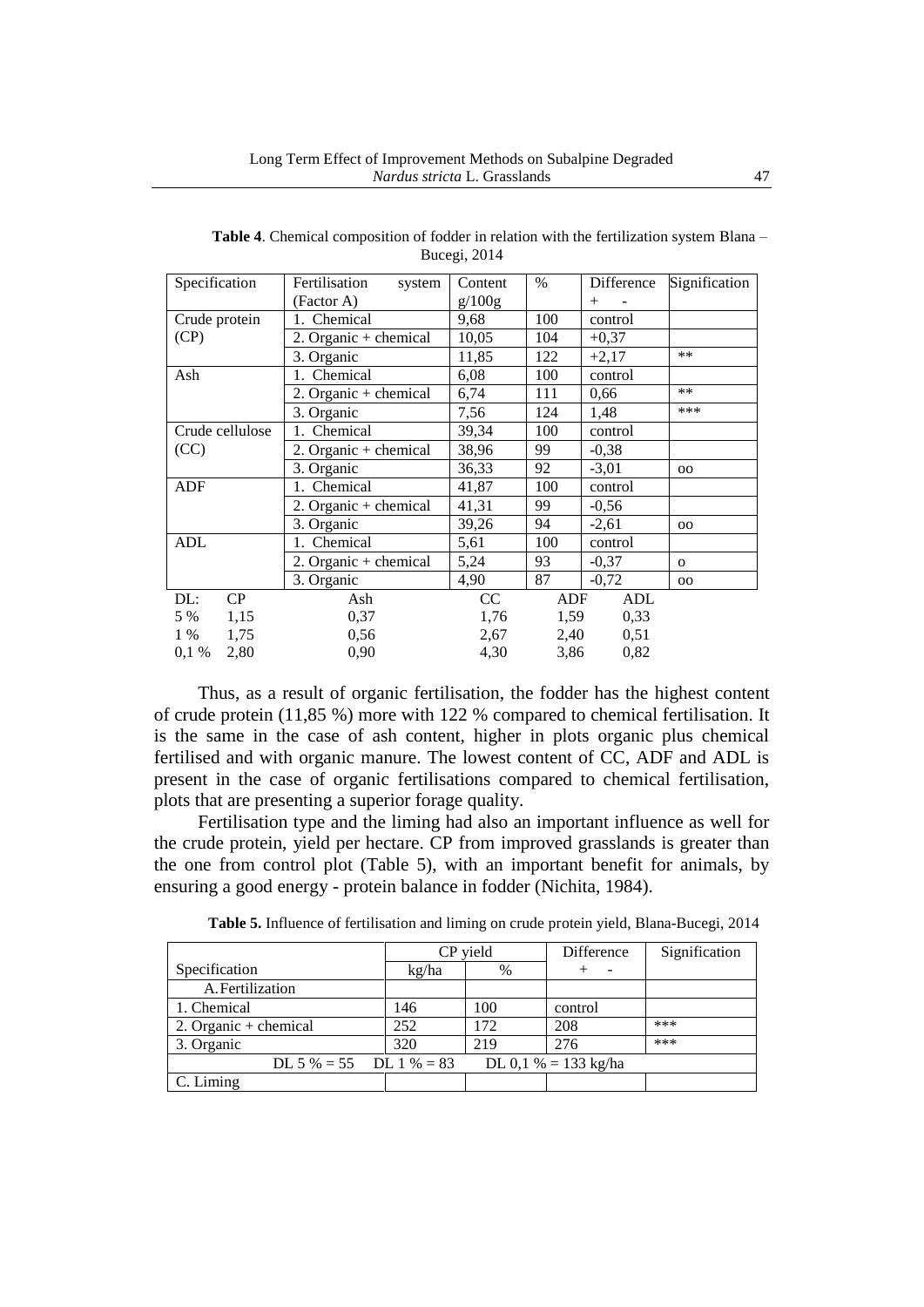**Table 4**. Chemical composition of fodder in relation with the fertilization system Blana – Bucegi, 2014

| Specification | Fertilisation system (Factor A) | Content g/100g | % | Difference + - | Signification |
|---|---|---|---|---|---|
| Crude protein (CP) | 1. Chemical | 9,68 | 100 | control | |
| | 2. Organic + chemical | 10,05 | 104 | +0,37 | |
| | 3. Organic | 11,85 | 122 | +2,17 | ** |
| Ash | 1. Chemical | 6,08 | 100 | control | |
| | 2. Organic + chemical | 6,74 | 111 | 0,66 | ** |
| | 3. Organic | 7,56 | 124 | 1,48 | *** |
| Crude cellulose (CC) | 1. Chemical | 39,34 | 100 | control | |
| | 2. Organic + chemical | 38,96 | 99 | -0,38 | |
| | 3. Organic | 36,33 | 92 | -3,01 | oo |
| ADF | 1. Chemical | 41,87 | 100 | control | |
| | 2. Organic + chemical | 41,31 | 99 | -0,56 | |
| | 3. Organic | 39,26 | 94 | -2,61 | oo |
| ADL | 1. Chemical | 5,61 | 100 | control | |
| | 2. Organic + chemical | 5,24 | 93 | -0,37 | o |
| | 3. Organic | 4,90 | 87 | -0,72 | oo |

| DL: | CP | Ash | CC | ADF | ADL |
|---|---|---|---|---|---|
| 5 % | 1,15 | 0,37 | 1,76 | 1,59 | 0,33 |
| 1 % | 1,75 | 0,56 | 2,67 | 2,40 | 0,51 |
| 0,1 % | 2,80 | 0,90 | 4,30 | 3,86 | 0,82 |

Thus, as a result of organic fertilisation, the fodder has the highest content of crude protein (11,85 %) more with 122 % compared to chemical fertilisation. It is the same in the case of ash content, higher in plots organic plus chemical fertilised and with organic manure. The lowest content of CC, ADF and ADL is present in the case of organic fertilisations compared to chemical fertilisation, plots that are presenting a superior forage quality.

Fertilisation type and the liming had also an important influence as well for the crude protein, yield per hectare. CP from improved grasslands is greater than the one from control plot (Table 5), with an important benefit for animals, by ensuring a good energy - protein balance in fodder (Nichita, 1984).

**Table 5.** Influence of fertilisation and liming on crude protein yield, Blana-Bucegi, 2014

| Specification | CP yield kg/ha | CP yield % | Difference + - | Signification |
|---|---|---|---|---|
| A. Fertilization | | | | |
| 1. Chemical | 146 | 100 | control | |
| 2. Organic + chemical | 252 | 172 | 208 | *** |
| 3. Organic | 320 | 219 | 276 | *** |
| DL 5 % = 55 DL 1 % = 83 DL 0,1 % = 133 kg/ha | | | | |
| C. Liming | | | | |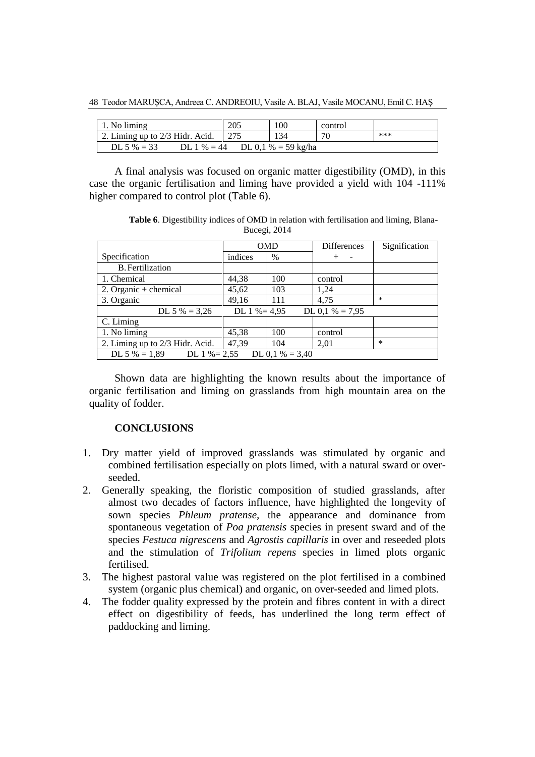| 1. No liming | 205 | 100 | control | |
|---|---|---|---|---|
| 2. Liming up to 2/3 Hidr. Acid. | 275 | 134 | 70 | *** |
| DL 5 % = 33 DL 1 % = 44 DL 0,1 % = 59 kg/ha | | | | |

A final analysis was focused on organic matter digestibility (OMD), in this case the organic fertilisation and liming have provided a yield with 104 -111% higher compared to control plot (Table 6).

**Table 6**. Digestibility indices of OMD in relation with fertilisation and liming, Blana-Bucegi, 2014

| Specification | OMD | | Differences | Signification |
|---|---|---|---|---|
| | indices | % | + - | |
| B. Fertilization | | | | |
| 1. Chemical | 44,38 | 100 | control | |
| 2. Organic + chemical | 45,62 | 103 | 1,24 | |
| 3. Organic | 49,16 | 111 | 4,75 | * |
| DL 5 % = 3,26 DL 1 %= 4,95 DL 0,1 % = 7,95 | | | | |
| C. Liming | | | | |
| 1. No liming | 45,38 | 100 | control | |
| 2. Liming up to 2/3 Hidr. Acid. | 47,39 | 104 | 2,01 | * |
| DL 5 % = 1,89 DL 1 %= 2,55 DL 0,1 % = 3,40 | | | | |

Shown data are highlighting the known results about the importance of organic fertilisation and liming on grasslands from high mountain area on the quality of fodder.

## CONCLUSIONS

1. Dry matter yield of improved grasslands was stimulated by organic and combined fertilisation especially on plots limed, with a natural sward or over-seeded.
2. Generally speaking, the floristic composition of studied grasslands, after almost two decades of factors influence, have highlighted the longevity of sown species *Phleum pratense,* the appearance and dominance from spontaneous vegetation of *Poa pratensis* species in present sward and of the species *Festuca nigrescens* and *Agrostis capillaris* in over and reseeded plots and the stimulation of *Trifolium repens* species in limed plots organic fertilised.
3. The highest pastoral value was registered on the plot fertilised in a combined system (organic plus chemical) and organic, on over-seeded and limed plots.
4. The fodder quality expressed by the protein and fibres content in with a direct effect on digestibility of feeds, has underlined the long term effect of paddocking and liming.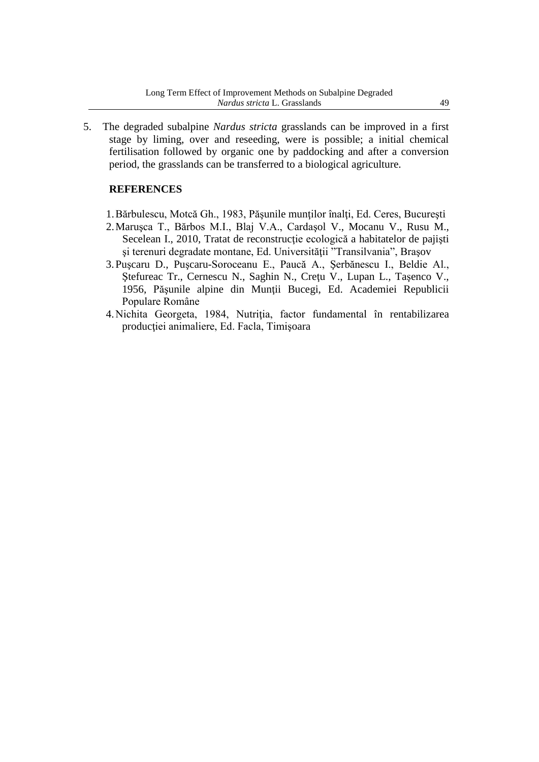5. The degraded subalpine *Nardus stricta* grasslands can be improved in a first stage by liming, over and reseeding, were is possible; a initial chemical fertilisation followed by organic one by paddocking and after a conversion period, the grasslands can be transferred to a biological agriculture.

**REFERENCES**

1. Bărbulescu, Motcă Gh., 1983, Păşunile munţilor înalţi, Ed. Ceres, Bucureşti
2. Maruşca T., Bărbos M.I., Blaj V.A., Cardaşol V., Mocanu V., Rusu M., Secelean I., 2010, Tratat de reconstrucţie ecologică a habitatelor de pajişti şi terenuri degradate montane, Ed. Universităţii "Transilvania", Braşov
3. Puşcaru D., Puşcaru-Soroceanu E., Paucă A., Şerbănescu I., Beldie Al., Ştefureac Tr., Cernescu N., Saghin N., Creţu V., Lupan L., Taşenco V., 1956, Păşunile alpine din Munţii Bucegi, Ed. Academiei Republicii Populare Române
4. Nichita Georgeta, 1984, Nutriţia, factor fundamental în rentabilizarea producţiei animaliere, Ed. Facla, Timişoara